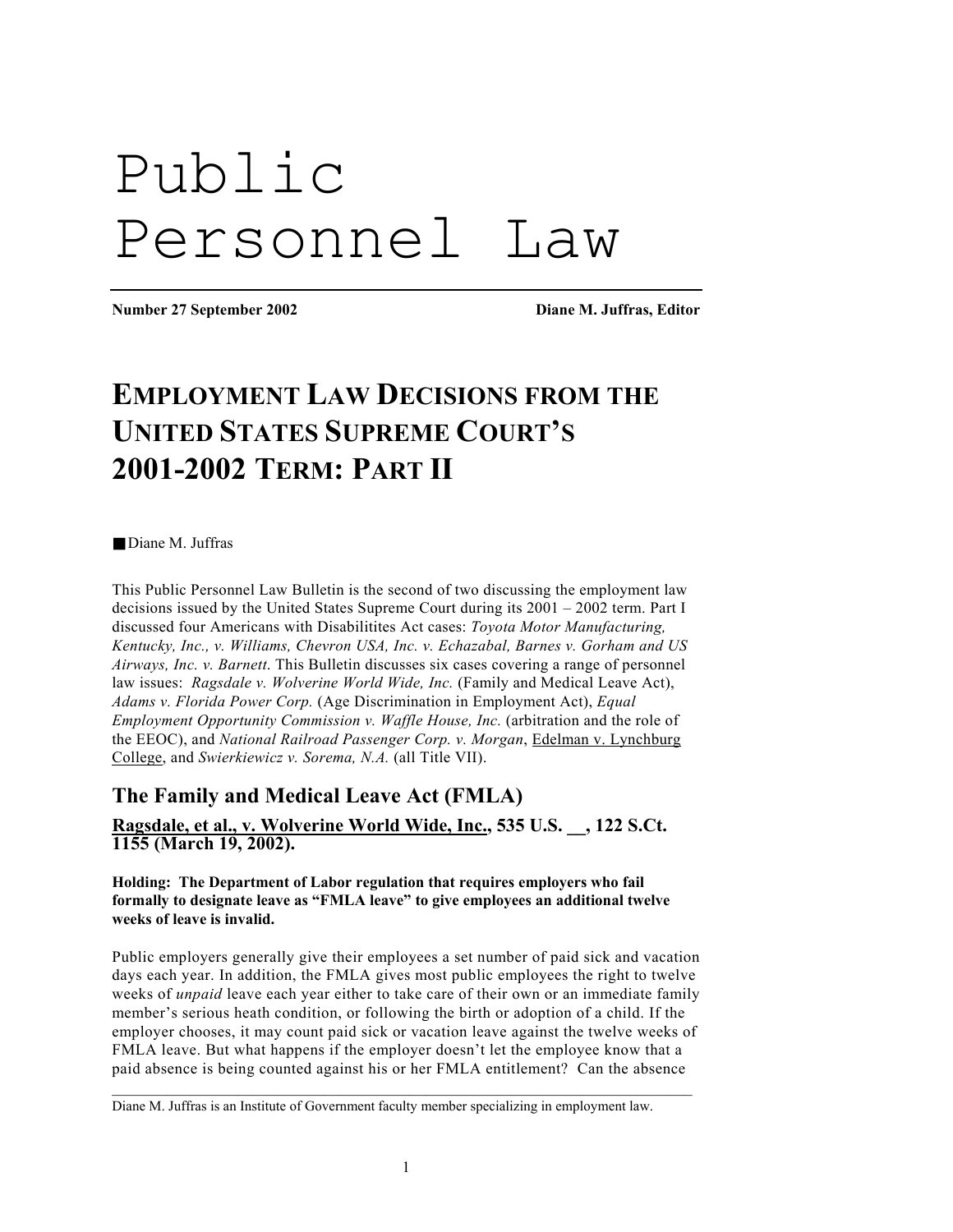# Public Personnel Law

**Number 27 September 2002** **Diane M. Juffras, Editor**

## EMPLOYMENT LAW DECISIONS FROM THE UNITED STATES SUPREME COURT'S 2001-2002 TERM: PART II

■ Diane M. Juffras

This Public Personnel Law Bulletin is the second of two discussing the employment law decisions issued by the United States Supreme Court during its 2001 – 2002 term. Part I discussed four Americans with Disabilitites Act cases: *Toyota Motor Manufacturing, Kentucky, Inc., v. Williams, Chevron USA, Inc. v. Echazabal, Barnes v. Gorham and US Airways, Inc. v. Barnett*. This Bulletin discusses six cases covering a range of personnel law issues: *Ragsdale v. Wolverine World Wide, Inc.* (Family and Medical Leave Act), *Adams v. Florida Power Corp.* (Age Discrimination in Employment Act), *Equal Employment Opportunity Commission v. Waffle House, Inc.* (arbitration and the role of the EEOC), and *National Railroad Passenger Corp. v. Morgan*, Edelman v. Lynchburg College, and *Swierkiewicz v. Sorema, N.A.* (all Title VII).

### The Family and Medical Leave Act (FMLA)

**Ragsdale, et al., v. Wolverine World Wide, Inc., 535 U.S. __, 122 S.Ct. 1155 (March 19, 2002).**

**Holding: The Department of Labor regulation that requires employers who fail formally to designate leave as "FMLA leave" to give employees an additional twelve weeks of leave is invalid.**

Public employers generally give their employees a set number of paid sick and vacation days each year. In addition, the FMLA gives most public employees the right to twelve weeks of *unpaid* leave each year either to take care of their own or an immediate family member's serious heath condition, or following the birth or adoption of a child. If the employer chooses, it may count paid sick or vacation leave against the twelve weeks of FMLA leave. But what happens if the employer doesn't let the employee know that a paid absence is being counted against his or her FMLA entitlement? Can the absence

Diane M. Juffras is an Institute of Government faculty member specializing in employment law.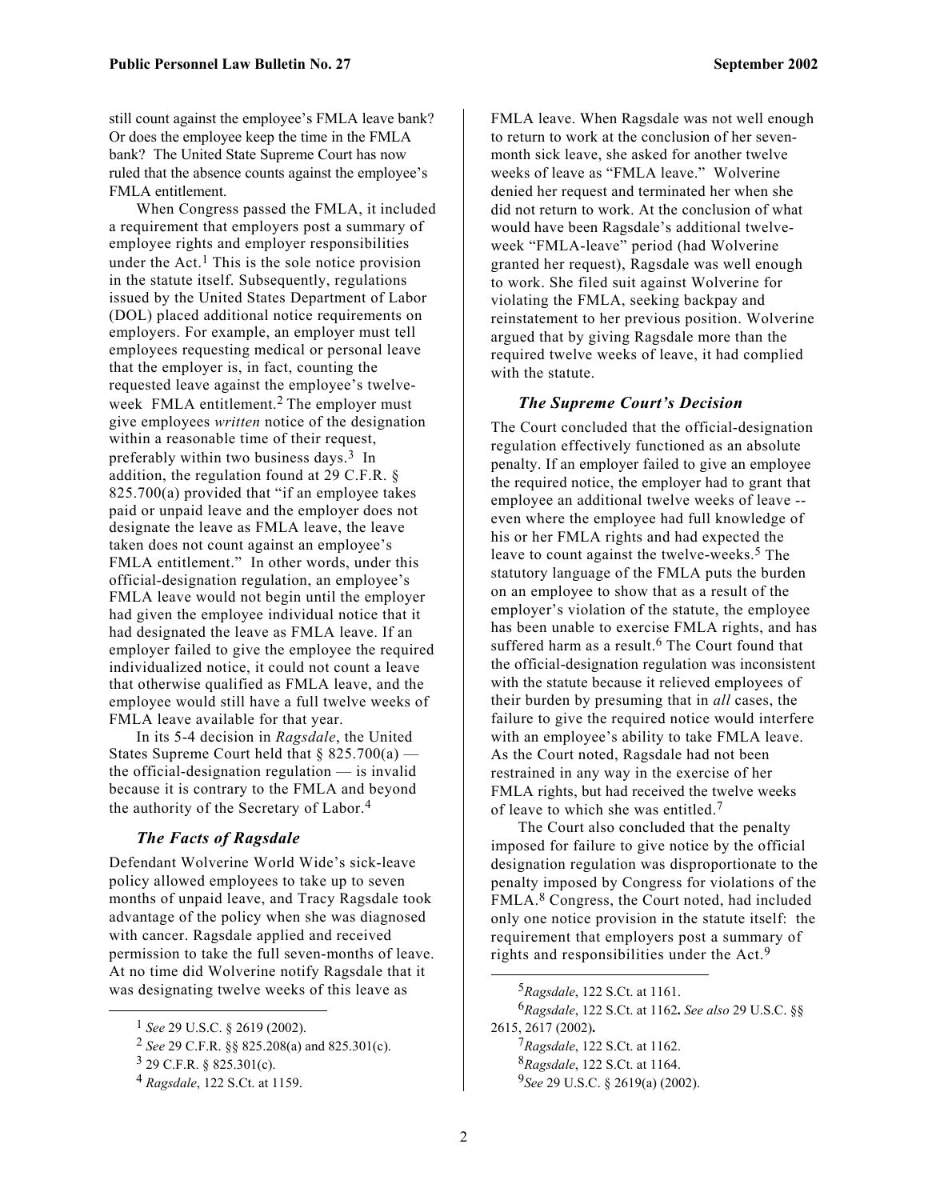still count against the employee's FMLA leave bank? Or does the employee keep the time in the FMLA bank? The United State Supreme Court has now ruled that the absence counts against the employee's FMLA entitlement.

When Congress passed the FMLA, it included a requirement that employers post a summary of employee rights and employer responsibilities under the Act.[1] This is the sole notice provision in the statute itself. Subsequently, regulations issued by the United States Department of Labor (DOL) placed additional notice requirements on employers. For example, an employer must tell employees requesting medical or personal leave that the employer is, in fact, counting the requested leave against the employee's twelve-week FMLA entitlement.[2] The employer must give employees *written* notice of the designation within a reasonable time of their request, preferably within two business days.[3] In addition, the regulation found at 29 C.F.R. § 825.700(a) provided that "if an employee takes paid or unpaid leave and the employer does not designate the leave as FMLA leave, the leave taken does not count against an employee's FMLA entitlement." In other words, under this official-designation regulation, an employee's FMLA leave would not begin until the employer had given the employee individual notice that it had designated the leave as FMLA leave. If an employer failed to give the employee the required individualized notice, it could not count a leave that otherwise qualified as FMLA leave, and the employee would still have a full twelve weeks of FMLA leave available for that year.

In its 5-4 decision in *Ragsdale*, the United States Supreme Court held that § 825.700(a) — the official-designation regulation — is invalid because it is contrary to the FMLA and beyond the authority of the Secretary of Labor.[4]

### *The Facts of Ragsdale*

Defendant Wolverine World Wide's sick-leave policy allowed employees to take up to seven months of unpaid leave, and Tracy Ragsdale took advantage of the policy when she was diagnosed with cancer. Ragsdale applied and received permission to take the full seven-months of leave. At no time did Wolverine notify Ragsdale that it was designating twelve weeks of this leave as FMLA leave. When Ragsdale was not well enough to return to work at the conclusion of her seven-month sick leave, she asked for another twelve weeks of leave as "FMLA leave." Wolverine denied her request and terminated her when she did not return to work. At the conclusion of what would have been Ragsdale's additional twelve-week "FMLA-leave" period (had Wolverine granted her request), Ragsdale was well enough to work. She filed suit against Wolverine for violating the FMLA, seeking backpay and reinstatement to her previous position. Wolverine argued that by giving Ragsdale more than the required twelve weeks of leave, it had complied with the statute.

### *The Supreme Court's Decision*

The Court concluded that the official-designation regulation effectively functioned as an absolute penalty. If an employer failed to give an employee the required notice, the employer had to grant that employee an additional twelve weeks of leave -- even where the employee had full knowledge of his or her FMLA rights and had expected the leave to count against the twelve-weeks.[5] The statutory language of the FMLA puts the burden on an employee to show that as a result of the employer's violation of the statute, the employee has been unable to exercise FMLA rights, and has suffered harm as a result.[6] The Court found that the official-designation regulation was inconsistent with the statute because it relieved employees of their burden by presuming that in *all* cases, the failure to give the required notice would interfere with an employee's ability to take FMLA leave. As the Court noted, Ragsdale had not been restrained in any way in the exercise of her FMLA rights, but had received the twelve weeks of leave to which she was entitled.[7]

The Court also concluded that the penalty imposed for failure to give notice by the official designation regulation was disproportionate to the penalty imposed by Congress for violations of the FMLA.[8] Congress, the Court noted, had included only one notice provision in the statute itself: the requirement that employers post a summary of rights and responsibilities under the Act.[9]

---

[1] *See* 29 U.S.C. § 2619 (2002).

[2] *See* 29 C.F.R. §§ 825.208(a) and 825.301(c).

[3] 29 C.F.R. § 825.301(c).

[4] *Ragsdale*, 122 S.Ct. at 1159.

[5] *Ragsdale*, 122 S.Ct. at 1161.

[6] *Ragsdale*, 122 S.Ct. at 1162**.** *See also* 29 U.S.C. §§ 2615, 2617 (2002)**.**

[7] *Ragsdale*, 122 S.Ct. at 1162.

[8] *Ragsdale*, 122 S.Ct. at 1164.

[9] *See* 29 U.S.C. § 2619(a) (2002).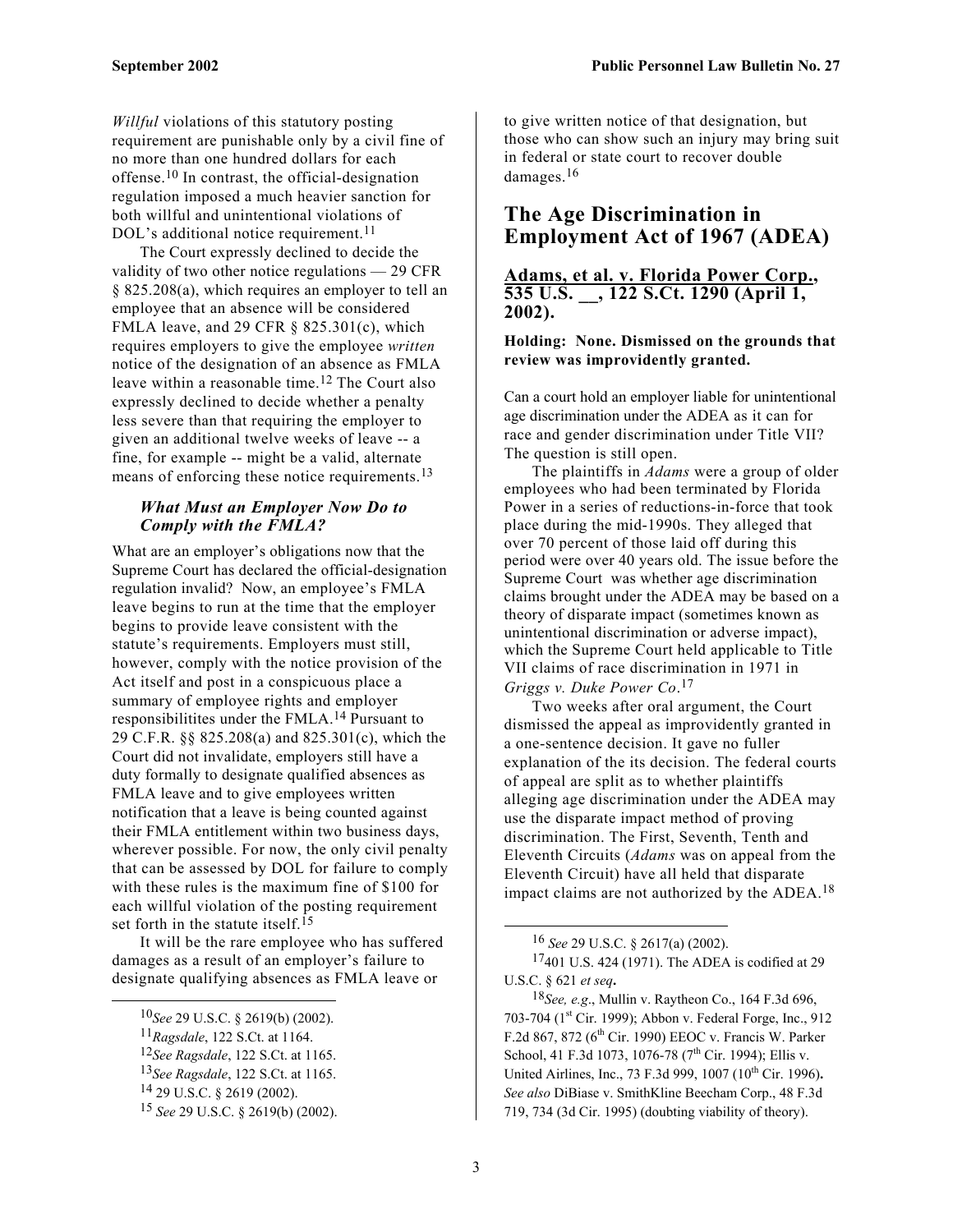*Willful* violations of this statutory posting requirement are punishable only by a civil fine of no more than one hundred dollars for each offense.[10] In contrast, the official-designation regulation imposed a much heavier sanction for both willful and unintentional violations of DOL's additional notice requirement.[11]

The Court expressly declined to decide the validity of two other notice regulations — 29 CFR § 825.208(a), which requires an employer to tell an employee that an absence will be considered FMLA leave, and 29 CFR § 825.301(c), which requires employers to give the employee *written* notice of the designation of an absence as FMLA leave within a reasonable time.[12] The Court also expressly declined to decide whether a penalty less severe than that requiring the employer to given an additional twelve weeks of leave -- a fine, for example -- might be a valid, alternate means of enforcing these notice requirements.[13]

### *What Must an Employer Now Do to Comply with the FMLA?*

What are an employer's obligations now that the Supreme Court has declared the official-designation regulation invalid? Now, an employee's FMLA leave begins to run at the time that the employer begins to provide leave consistent with the statute's requirements. Employers must still, however, comply with the notice provision of the Act itself and post in a conspicuous place a summary of employee rights and employer responsibilitites under the FMLA.[14] Pursuant to 29 C.F.R. §§ 825.208(a) and 825.301(c), which the Court did not invalidate, employers still have a duty formally to designate qualified absences as FMLA leave and to give employees written notification that a leave is being counted against their FMLA entitlement within two business days, wherever possible. For now, the only civil penalty that can be assessed by DOL for failure to comply with these rules is the maximum fine of $100 for each willful violation of the posting requirement set forth in the statute itself.[15]

It will be the rare employee who has suffered damages as a result of an employer's failure to designate qualifying absences as FMLA leave or to give written notice of that designation, but those who can show such an injury may bring suit in federal or state court to recover double damages.[16]

## The Age Discrimination in Employment Act of 1967 (ADEA)

### Adams, et al. v. Florida Power Corp., 535 U.S. __, 122 S.Ct. 1290 (April 1, 2002).

**Holding: None. Dismissed on the grounds that review was improvidently granted.**

Can a court hold an employer liable for unintentional age discrimination under the ADEA as it can for race and gender discrimination under Title VII? The question is still open.

The plaintiffs in *Adams* were a group of older employees who had been terminated by Florida Power in a series of reductions-in-force that took place during the mid-1990s. They alleged that over 70 percent of those laid off during this period were over 40 years old. The issue before the Supreme Court was whether age discrimination claims brought under the ADEA may be based on a theory of disparate impact (sometimes known as unintentional discrimination or adverse impact), which the Supreme Court held applicable to Title VII claims of race discrimination in 1971 in *Griggs v. Duke Power Co*.[17]

Two weeks after oral argument, the Court dismissed the appeal as improvidently granted in a one-sentence decision. It gave no fuller explanation of the its decision. The federal courts of appeal are split as to whether plaintiffs alleging age discrimination under the ADEA may use the disparate impact method of proving discrimination. The First, Seventh, Tenth and Eleventh Circuits (*Adams* was on appeal from the Eleventh Circuit) have all held that disparate impact claims are not authorized by the ADEA.[18]

---

[10] *See* 29 U.S.C. § 2619(b) (2002).

[11] *Ragsdale*, 122 S.Ct. at 1164.

[12] *See Ragsdale*, 122 S.Ct. at 1165.

[13] *See Ragsdale*, 122 S.Ct. at 1165.

[14] 29 U.S.C. § 2619 (2002).

[15] *See* 29 U.S.C. § 2619(b) (2002).

[16] *See* 29 U.S.C. § 2617(a) (2002).

[17] 401 U.S. 424 (1971). The ADEA is codified at 29 U.S.C. § 621 *et seq*.

[18] *See, e.g*., Mullin v. Raytheon Co., 164 F.3d 696, 703-704 (1st Cir. 1999); Abbon v. Federal Forge, Inc., 912 F.2d 867, 872 (6th Cir. 1990) EEOC v. Francis W. Parker School, 41 F.3d 1073, 1076-78 (7th Cir. 1994); Ellis v. United Airlines, Inc., 73 F.3d 999, 1007 (10th Cir. 1996). *See also* DiBiase v. SmithKline Beecham Corp., 48 F.3d 719, 734 (3d Cir. 1995) (doubting viability of theory).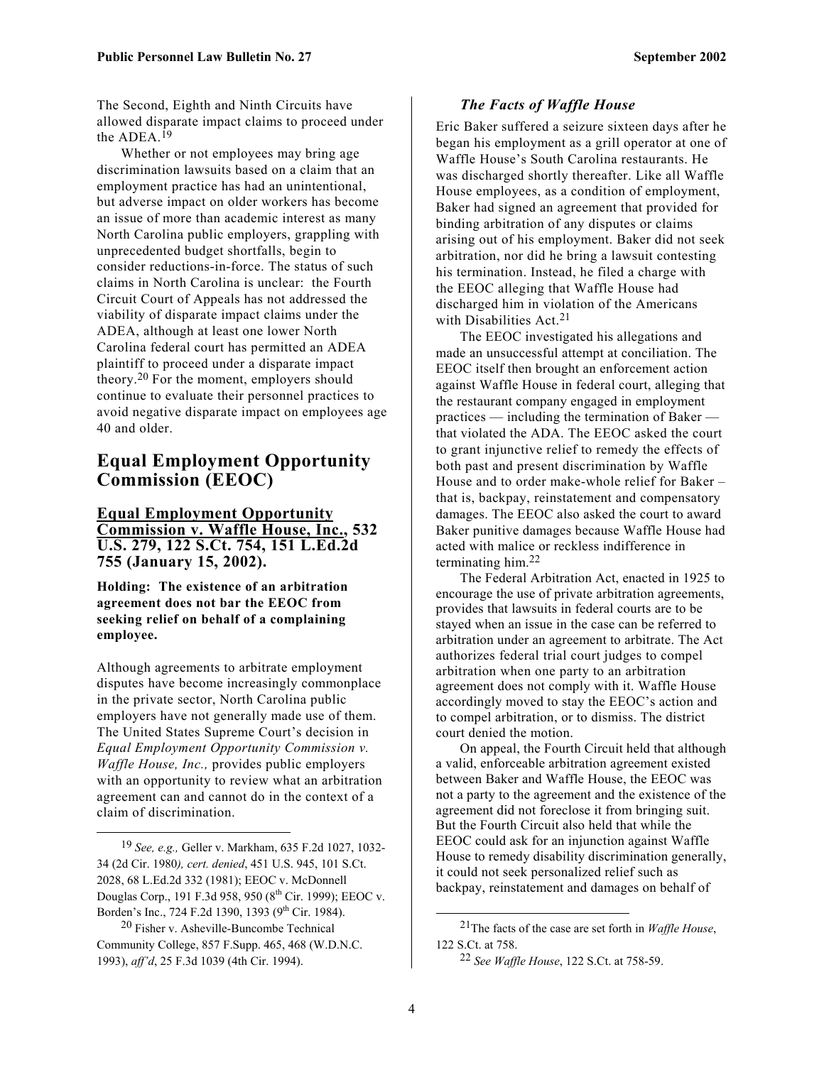The Second, Eighth and Ninth Circuits have allowed disparate impact claims to proceed under the ADEA.[19]

Whether or not employees may bring age discrimination lawsuits based on a claim that an employment practice has had an unintentional, but adverse impact on older workers has become an issue of more than academic interest as many North Carolina public employers, grappling with unprecedented budget shortfalls, begin to consider reductions-in-force. The status of such claims in North Carolina is unclear: the Fourth Circuit Court of Appeals has not addressed the viability of disparate impact claims under the ADEA, although at least one lower North Carolina federal court has permitted an ADEA plaintiff to proceed under a disparate impact theory.[20] For the moment, employers should continue to evaluate their personnel practices to avoid negative disparate impact on employees age 40 and older.

## Equal Employment Opportunity Commission (EEOC)

### Equal Employment Opportunity Commission v. Waffle House, Inc., 532 U.S. 279, 122 S.Ct. 754, 151 L.Ed.2d 755 (January 15, 2002).

**Holding: The existence of an arbitration agreement does not bar the EEOC from seeking relief on behalf of a complaining employee.**

Although agreements to arbitrate employment disputes have become increasingly commonplace in the private sector, North Carolina public employers have not generally made use of them. The United States Supreme Court's decision in *Equal Employment Opportunity Commission v. Waffle House, Inc.,* provides public employers with an opportunity to review what an arbitration agreement can and cannot do in the context of a claim of discrimination.

#### *The Facts of Waffle House*

Eric Baker suffered a seizure sixteen days after he began his employment as a grill operator at one of Waffle House's South Carolina restaurants. He was discharged shortly thereafter. Like all Waffle House employees, as a condition of employment, Baker had signed an agreement that provided for binding arbitration of any disputes or claims arising out of his employment. Baker did not seek arbitration, nor did he bring a lawsuit contesting his termination. Instead, he filed a charge with the EEOC alleging that Waffle House had discharged him in violation of the Americans with Disabilities Act.[21]

The EEOC investigated his allegations and made an unsuccessful attempt at conciliation. The EEOC itself then brought an enforcement action against Waffle House in federal court, alleging that the restaurant company engaged in employment practices — including the termination of Baker — that violated the ADA. The EEOC asked the court to grant injunctive relief to remedy the effects of both past and present discrimination by Waffle House and to order make-whole relief for Baker – that is, backpay, reinstatement and compensatory damages. The EEOC also asked the court to award Baker punitive damages because Waffle House had acted with malice or reckless indifference in terminating him.[22]

The Federal Arbitration Act, enacted in 1925 to encourage the use of private arbitration agreements, provides that lawsuits in federal courts are to be stayed when an issue in the case can be referred to arbitration under an agreement to arbitrate. The Act authorizes federal trial court judges to compel arbitration when one party to an arbitration agreement does not comply with it. Waffle House accordingly moved to stay the EEOC's action and to compel arbitration, or to dismiss. The district court denied the motion.

On appeal, the Fourth Circuit held that although a valid, enforceable arbitration agreement existed between Baker and Waffle House, the EEOC was not a party to the agreement and the existence of the agreement did not foreclose it from bringing suit. But the Fourth Circuit also held that while the EEOC could ask for an injunction against Waffle House to remedy disability discrimination generally, it could not seek personalized relief such as backpay, reinstatement and damages on behalf of

---

[19] *See, e.g.,* Geller v. Markham, 635 F.2d 1027, 1032-34 (2d Cir. 1980*), cert. denied*, 451 U.S. 945, 101 S.Ct. 2028, 68 L.Ed.2d 332 (1981); EEOC v. McDonnell Douglas Corp., 191 F.3d 958, 950 (8th Cir. 1999); EEOC v. Borden's Inc., 724 F.2d 1390, 1393 (9th Cir. 1984).

[20] Fisher v. Asheville-Buncombe Technical Community College, 857 F.Supp. 465, 468 (W.D.N.C. 1993), *aff'd*, 25 F.3d 1039 (4th Cir. 1994).

[21] The facts of the case are set forth in *Waffle House*, 122 S.Ct. at 758.

[22] *See Waffle House*, 122 S.Ct. at 758-59.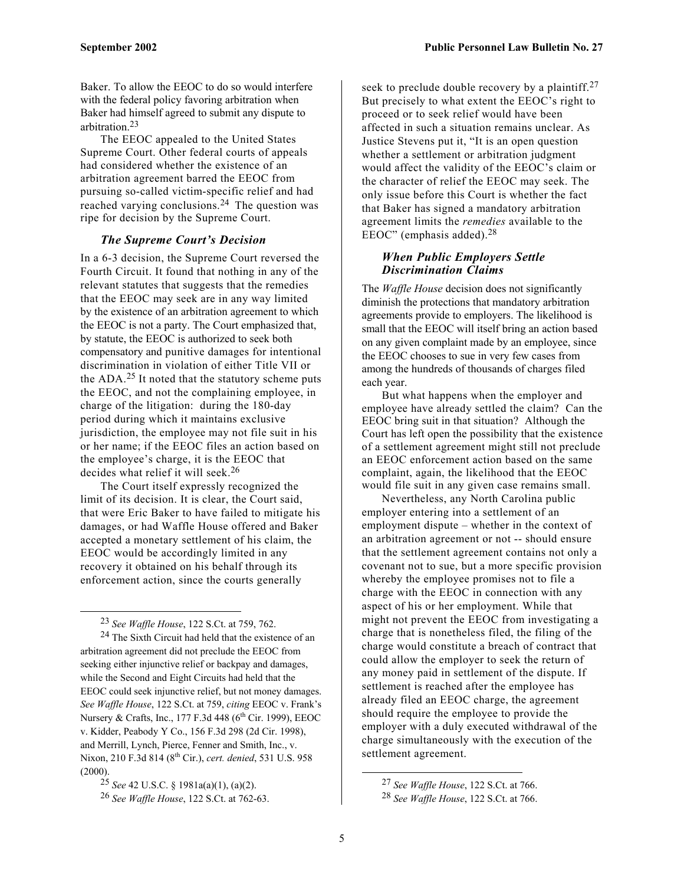Baker. To allow the EEOC to do so would interfere with the federal policy favoring arbitration when Baker had himself agreed to submit any dispute to arbitration.[23]

The EEOC appealed to the United States Supreme Court. Other federal courts of appeals had considered whether the existence of an arbitration agreement barred the EEOC from pursuing so-called victim-specific relief and had reached varying conclusions.[24] The question was ripe for decision by the Supreme Court.

### *The Supreme Court's Decision*

In a 6-3 decision, the Supreme Court reversed the Fourth Circuit. It found that nothing in any of the relevant statutes that suggests that the remedies that the EEOC may seek are in any way limited by the existence of an arbitration agreement to which the EEOC is not a party. The Court emphasized that, by statute, the EEOC is authorized to seek both compensatory and punitive damages for intentional discrimination in violation of either Title VII or the ADA.[25] It noted that the statutory scheme puts the EEOC, and not the complaining employee, in charge of the litigation: during the 180-day period during which it maintains exclusive jurisdiction, the employee may not file suit in his or her name; if the EEOC files an action based on the employee's charge, it is the EEOC that decides what relief it will seek.[26]

The Court itself expressly recognized the limit of its decision. It is clear, the Court said, that were Eric Baker to have failed to mitigate his damages, or had Waffle House offered and Baker accepted a monetary settlement of his claim, the EEOC would be accordingly limited in any recovery it obtained on his behalf through its enforcement action, since the courts generally seek to preclude double recovery by a plaintiff.[27] But precisely to what extent the EEOC's right to proceed or to seek relief would have been affected in such a situation remains unclear. As Justice Stevens put it, "It is an open question whether a settlement or arbitration judgment would affect the validity of the EEOC's claim or the character of relief the EEOC may seek. The only issue before this Court is whether the fact that Baker has signed a mandatory arbitration agreement limits the *remedies* available to the EEOC" (emphasis added).[28]

### *When Public Employers Settle Discrimination Claims*

The *Waffle House* decision does not significantly diminish the protections that mandatory arbitration agreements provide to employers. The likelihood is small that the EEOC will itself bring an action based on any given complaint made by an employee, since the EEOC chooses to sue in very few cases from among the hundreds of thousands of charges filed each year.

But what happens when the employer and employee have already settled the claim? Can the EEOC bring suit in that situation? Although the Court has left open the possibility that the existence of a settlement agreement might still not preclude an EEOC enforcement action based on the same complaint, again, the likelihood that the EEOC would file suit in any given case remains small.

Nevertheless, any North Carolina public employer entering into a settlement of an employment dispute – whether in the context of an arbitration agreement or not -- should ensure that the settlement agreement contains not only a covenant not to sue, but a more specific provision whereby the employee promises not to file a charge with the EEOC in connection with any aspect of his or her employment. While that might not prevent the EEOC from investigating a charge that is nonetheless filed, the filing of the charge would constitute a breach of contract that could allow the employer to seek the return of any money paid in settlement of the dispute. If settlement is reached after the employee has already filed an EEOC charge, the agreement should require the employee to provide the employer with a duly executed withdrawal of the charge simultaneously with the execution of the settlement agreement.

---

[23] *See Waffle House*, 122 S.Ct. at 759, 762.

[24] The Sixth Circuit had held that the existence of an arbitration agreement did not preclude the EEOC from seeking either injunctive relief or backpay and damages, while the Second and Eight Circuits had held that the EEOC could seek injunctive relief, but not money damages. *See Waffle House*, 122 S.Ct. at 759, *citing* EEOC v. Frank's Nursery & Crafts, Inc., 177 F.3d 448 (6th Cir. 1999), EEOC v. Kidder, Peabody Y Co., 156 F.3d 298 (2d Cir. 1998), and Merrill, Lynch, Pierce, Fenner and Smith, Inc., v. Nixon, 210 F.3d 814 (8th Cir.), *cert. denied*, 531 U.S. 958 (2000).

[25] *See* 42 U.S.C. § 1981a(a)(1), (a)(2).

[26] *See Waffle House*, 122 S.Ct. at 762-63.

[27] *See Waffle House*, 122 S.Ct. at 766.

[28] *See Waffle House*, 122 S.Ct. at 766.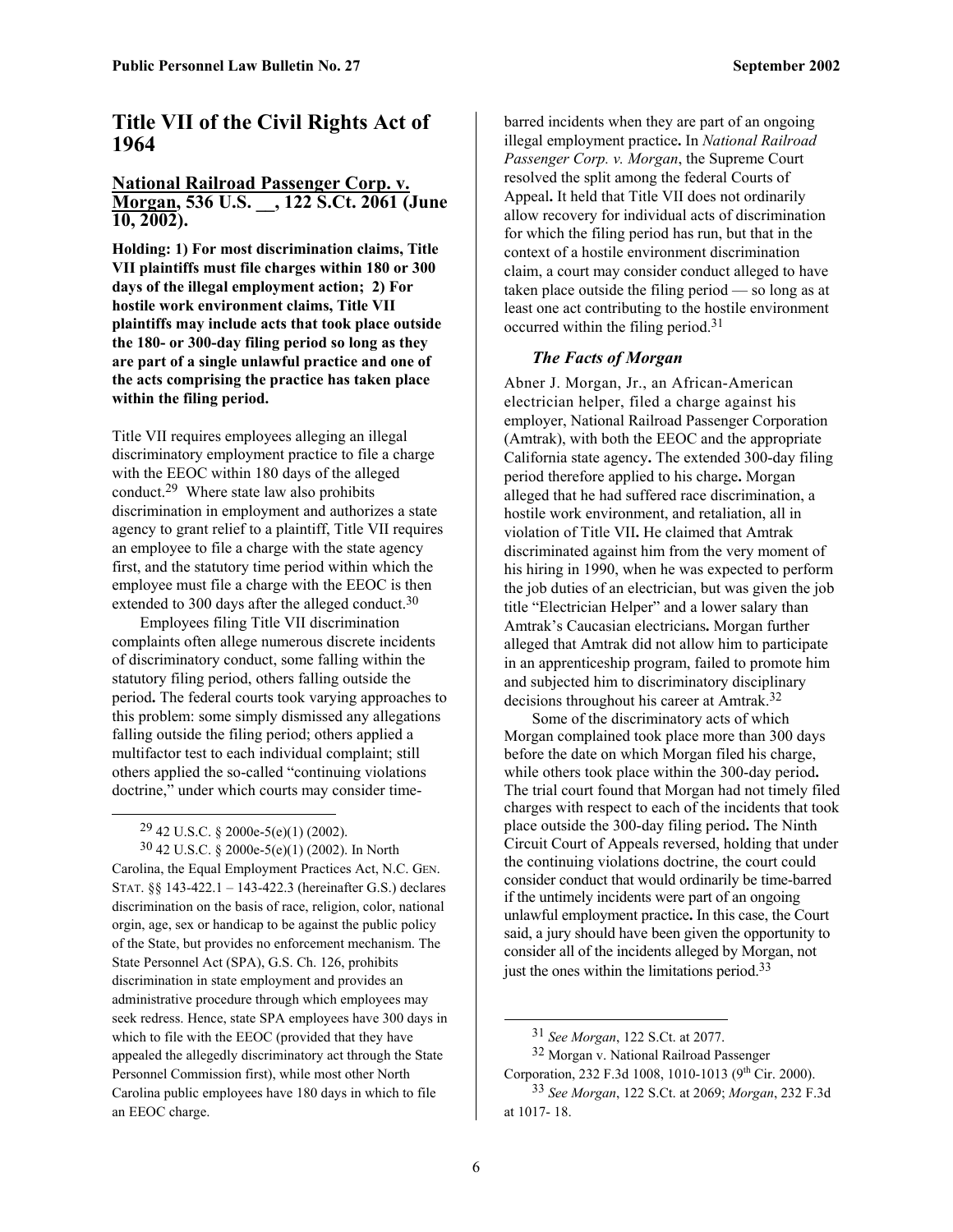# Title VII of the Civil Rights Act of 1964

## National Railroad Passenger Corp. v. Morgan, 536 U.S. __, 122 S.Ct. 2061 (June 10, 2002).

**Holding: 1) For most discrimination claims, Title VII plaintiffs must file charges within 180 or 300 days of the illegal employment action; 2) For hostile work environment claims, Title VII plaintiffs may include acts that took place outside the 180- or 300-day filing period so long as they are part of a single unlawful practice and one of the acts comprising the practice has taken place within the filing period.**

Title VII requires employees alleging an illegal discriminatory employment practice to file a charge with the EEOC within 180 days of the alleged conduct.[29] Where state law also prohibits discrimination in employment and authorizes a state agency to grant relief to a plaintiff, Title VII requires an employee to file a charge with the state agency first, and the statutory time period within which the employee must file a charge with the EEOC is then extended to 300 days after the alleged conduct.[30]

Employees filing Title VII discrimination complaints often allege numerous discrete incidents of discriminatory conduct, some falling within the statutory filing period, others falling outside the period**.** The federal courts took varying approaches to this problem: some simply dismissed any allegations falling outside the filing period; others applied a multifactor test to each individual complaint; still others applied the so-called "continuing violations doctrine," under which courts may consider time-barred incidents when they are part of an ongoing illegal employment practice**.** In *National Railroad Passenger Corp. v. Morgan*, the Supreme Court resolved the split among the federal Courts of Appeal**.** It held that Title VII does not ordinarily allow recovery for individual acts of discrimination for which the filing period has run, but that in the context of a hostile environment discrimination claim, a court may consider conduct alleged to have taken place outside the filing period — so long as at least one act contributing to the hostile environment occurred within the filing period.[31]

### *The Facts of Morgan*

Abner J. Morgan, Jr., an African-American electrician helper, filed a charge against his employer, National Railroad Passenger Corporation (Amtrak), with both the EEOC and the appropriate California state agency**.** The extended 300-day filing period therefore applied to his charge**.** Morgan alleged that he had suffered race discrimination, a hostile work environment, and retaliation, all in violation of Title VII**.** He claimed that Amtrak discriminated against him from the very moment of his hiring in 1990, when he was expected to perform the job duties of an electrician, but was given the job title "Electrician Helper" and a lower salary than Amtrak's Caucasian electricians**.** Morgan further alleged that Amtrak did not allow him to participate in an apprenticeship program, failed to promote him and subjected him to discriminatory disciplinary decisions throughout his career at Amtrak.[32]

Some of the discriminatory acts of which Morgan complained took place more than 300 days before the date on which Morgan filed his charge, while others took place within the 300-day period**.** The trial court found that Morgan had not timely filed charges with respect to each of the incidents that took place outside the 300-day filing period**.** The Ninth Circuit Court of Appeals reversed, holding that under the continuing violations doctrine, the court could consider conduct that would ordinarily be time-barred if the untimely incidents were part of an ongoing unlawful employment practice**.** In this case, the Court said, a jury should have been given the opportunity to consider all of the incidents alleged by Morgan, not just the ones within the limitations period.[33]

---

[29] 42 U.S.C. § 2000e-5(e)(1) (2002).

[30] 42 U.S.C. § 2000e-5(e)(1) (2002). In North Carolina, the Equal Employment Practices Act, N.C. GEN. STAT. §§ 143-422.1 – 143-422.3 (hereinafter G.S.) declares discrimination on the basis of race, religion, color, national orgin, age, sex or handicap to be against the public policy of the State, but provides no enforcement mechanism. The State Personnel Act (SPA), G.S. Ch. 126, prohibits discrimination in state employment and provides an administrative procedure through which employees may seek redress. Hence, state SPA employees have 300 days in which to file with the EEOC (provided that they have appealed the allegedly discriminatory act through the State Personnel Commission first), while most other North Carolina public employees have 180 days in which to file an EEOC charge.

[31] *See Morgan*, 122 S.Ct. at 2077.

[32] Morgan v. National Railroad Passenger Corporation, 232 F.3d 1008, 1010-1013 (9th Cir. 2000).

[33] *See Morgan*, 122 S.Ct. at 2069; *Morgan*, 232 F.3d at 1017- 18.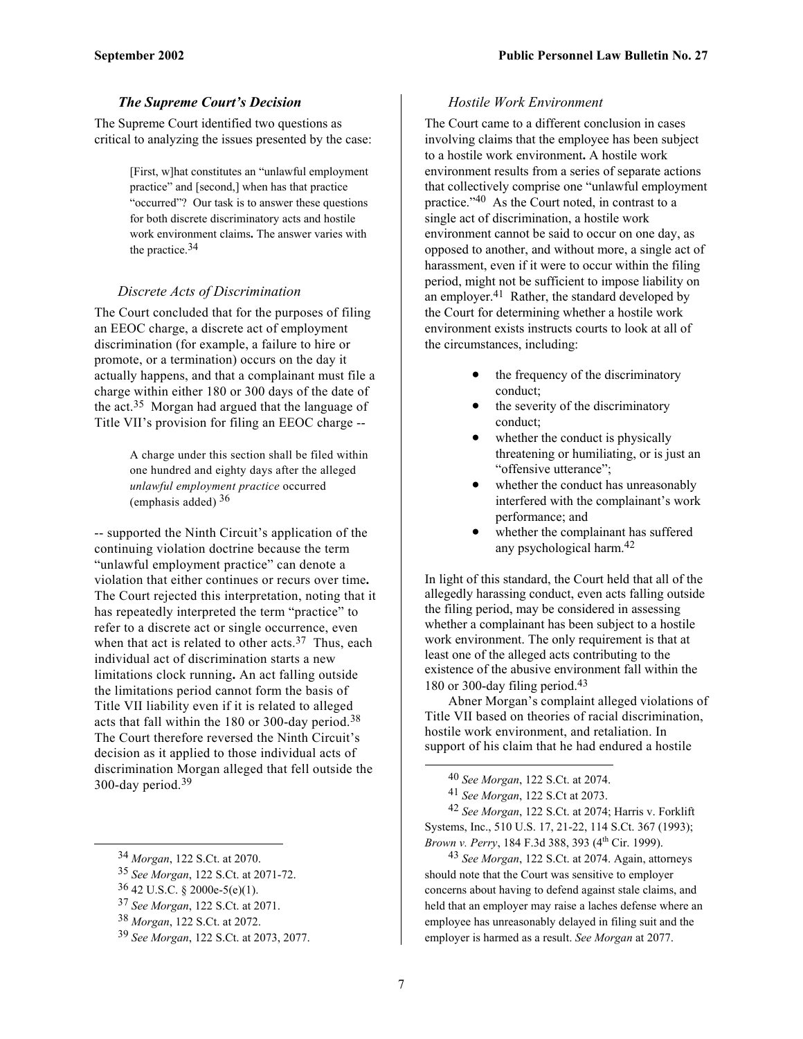### *The Supreme Court's Decision*

The Supreme Court identified two questions as critical to analyzing the issues presented by the case:

> [First, w]hat constitutes an "unlawful employment practice" and [second,] when has that practice "occurred"? Our task is to answer these questions for both discrete discriminatory acts and hostile work environment claims. The answer varies with the practice.[34]

#### *Discrete Acts of Discrimination*

The Court concluded that for the purposes of filing an EEOC charge, a discrete act of employment discrimination (for example, a failure to hire or promote, or a termination) occurs on the day it actually happens, and that a complainant must file a charge within either 180 or 300 days of the date of the act.[35] Morgan had argued that the language of Title VII's provision for filing an EEOC charge --

> A charge under this section shall be filed within one hundred and eighty days after the alleged *unlawful employment practice* occurred (emphasis added) [36]

-- supported the Ninth Circuit's application of the continuing violation doctrine because the term "unlawful employment practice" can denote a violation that either continues or recurs over time. The Court rejected this interpretation, noting that it has repeatedly interpreted the term "practice" to refer to a discrete act or single occurrence, even when that act is related to other acts.[37] Thus, each individual act of discrimination starts a new limitations clock running. An act falling outside the limitations period cannot form the basis of Title VII liability even if it is related to alleged acts that fall within the 180 or 300-day period.[38] The Court therefore reversed the Ninth Circuit's decision as it applied to those individual acts of discrimination Morgan alleged that fell outside the 300-day period.[39]

#### *Hostile Work Environment*

The Court came to a different conclusion in cases involving claims that the employee has been subject to a hostile work environment. A hostile work environment results from a series of separate actions that collectively comprise one "unlawful employment practice."[40] As the Court noted, in contrast to a single act of discrimination, a hostile work environment cannot be said to occur on one day, as opposed to another, and without more, a single act of harassment, even if it were to occur within the filing period, might not be sufficient to impose liability on an employer.[41] Rather, the standard developed by the Court for determining whether a hostile work environment exists instructs courts to look at all of the circumstances, including:

- the frequency of the discriminatory conduct;
- the severity of the discriminatory conduct;
- whether the conduct is physically threatening or humiliating, or is just an "offensive utterance";
- whether the conduct has unreasonably interfered with the complainant's work performance; and
- whether the complainant has suffered any psychological harm.[42]

In light of this standard, the Court held that all of the allegedly harassing conduct, even acts falling outside the filing period, may be considered in assessing whether a complainant has been subject to a hostile work environment. The only requirement is that at least one of the alleged acts contributing to the existence of the abusive environment fall within the 180 or 300-day filing period.[43]

Abner Morgan's complaint alleged violations of Title VII based on theories of racial discrimination, hostile work environment, and retaliation. In support of his claim that he had endured a hostile

---

[34] *Morgan*, 122 S.Ct. at 2070.

[35] *See Morgan*, 122 S.Ct. at 2071-72.

[36] 42 U.S.C. § 2000e-5(e)(1).

[37] *See Morgan*, 122 S.Ct. at 2071.

[38] *Morgan*, 122 S.Ct. at 2072.

[39] *See Morgan*, 122 S.Ct. at 2073, 2077.

[40] *See Morgan*, 122 S.Ct. at 2074.

[41] *See Morgan*, 122 S.Ct at 2073.

[42] *See Morgan*, 122 S.Ct. at 2074; Harris v. Forklift Systems, Inc., 510 U.S. 17, 21-22, 114 S.Ct. 367 (1993); *Brown v. Perry*, 184 F.3d 388, 393 (4th Cir. 1999).

[43] *See Morgan*, 122 S.Ct. at 2074. Again, attorneys should note that the Court was sensitive to employer concerns about having to defend against stale claims, and held that an employer may raise a laches defense where an employee has unreasonably delayed in filing suit and the employer is harmed as a result. *See Morgan* at 2077.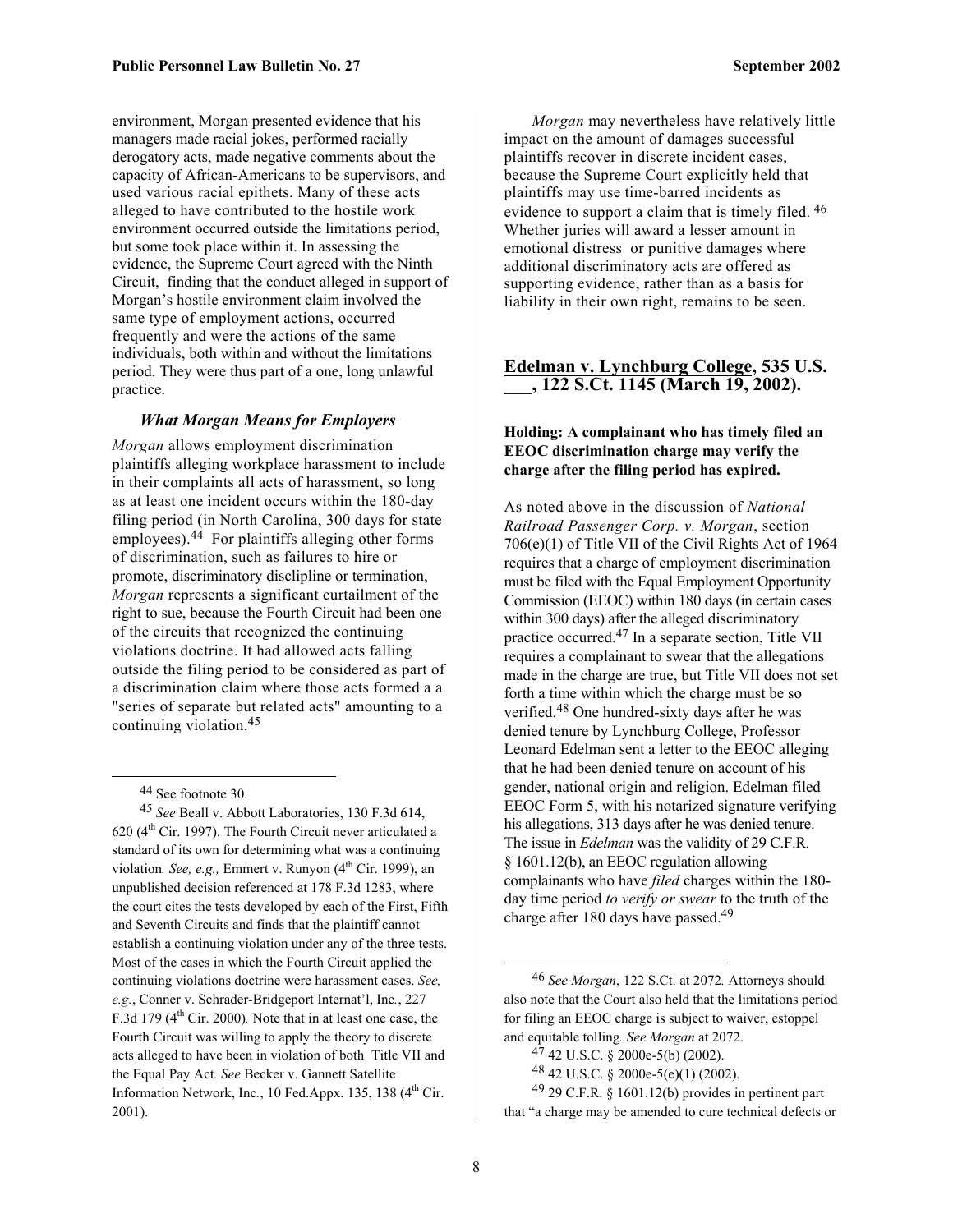environment, Morgan presented evidence that his managers made racial jokes, performed racially derogatory acts, made negative comments about the capacity of African-Americans to be supervisors, and used various racial epithets. Many of these acts alleged to have contributed to the hostile work environment occurred outside the limitations period, but some took place within it. In assessing the evidence, the Supreme Court agreed with the Ninth Circuit, finding that the conduct alleged in support of Morgan's hostile environment claim involved the same type of employment actions, occurred frequently and were the actions of the same individuals, both within and without the limitations period. They were thus part of a one, long unlawful practice.

### *What Morgan Means for Employers*

*Morgan* allows employment discrimination plaintiffs alleging workplace harassment to include in their complaints all acts of harassment, so long as at least one incident occurs within the 180-day filing period (in North Carolina, 300 days for state employees).[44] For plaintiffs alleging other forms of discrimination, such as failures to hire or promote, discriminatory disclipline or termination, *Morgan* represents a significant curtailment of the right to sue, because the Fourth Circuit had been one of the circuits that recognized the continuing violations doctrine. It had allowed acts falling outside the filing period to be considered as part of a discrimination claim where those acts formed a a "series of separate but related acts" amounting to a continuing violation.[45]

*Morgan* may nevertheless have relatively little impact on the amount of damages successful plaintiffs recover in discrete incident cases, because the Supreme Court explicitly held that plaintiffs may use time-barred incidents as evidence to support a claim that is timely filed.[46] Whether juries will award a lesser amount in emotional distress or punitive damages where additional discriminatory acts are offered as supporting evidence, rather than as a basis for liability in their own right, remains to be seen.

## Edelman v. Lynchburg College, 535 U.S. ___, 122 S.Ct. 1145 (March 19, 2002).

**Holding: A complainant who has timely filed an EEOC discrimination charge may verify the charge after the filing period has expired.**

As noted above in the discussion of *National Railroad Passenger Corp. v. Morgan*, section 706(e)(1) of Title VII of the Civil Rights Act of 1964 requires that a charge of employment discrimination must be filed with the Equal Employment Opportunity Commission (EEOC) within 180 days (in certain cases within 300 days) after the alleged discriminatory practice occurred.[47] In a separate section, Title VII requires a complainant to swear that the allegations made in the charge are true, but Title VII does not set forth a time within which the charge must be so verified.[48] One hundred-sixty days after he was denied tenure by Lynchburg College, Professor Leonard Edelman sent a letter to the EEOC alleging that he had been denied tenure on account of his gender, national origin and religion. Edelman filed EEOC Form 5, with his notarized signature verifying his allegations, 313 days after he was denied tenure. The issue in *Edelman* was the validity of 29 C.F.R. § 1601.12(b), an EEOC regulation allowing complainants who have *filed* charges within the 180-day time period *to verify or swear* to the truth of the charge after 180 days have passed.[49]

---

[44] See footnote 30.

[45] *See* Beall v. Abbott Laboratories, 130 F.3d 614, 620 (4th Cir. 1997). The Fourth Circuit never articulated a standard of its own for determining what was a continuing violation*. See, e.g.,* Emmert v. Runyon (4th Cir. 1999), an unpublished decision referenced at 178 F.3d 1283, where the court cites the tests developed by each of the First, Fifth and Seventh Circuits and finds that the plaintiff cannot establish a continuing violation under any of the three tests. Most of the cases in which the Fourth Circuit applied the continuing violations doctrine were harassment cases. *See, e.g.*, Conner v. Schrader-Bridgeport Internat'l, Inc*.*, 227 F.3d 179 (4th Cir. 2000)*.* Note that in at least one case, the Fourth Circuit was willing to apply the theory to discrete acts alleged to have been in violation of both Title VII and the Equal Pay Act*. See* Becker v. Gannett Satellite Information Network, Inc*.*, 10 Fed.Appx. 135, 138 (4th Cir. 2001).

[46] *See Morgan*, 122 S.Ct. at 2072*.* Attorneys should also note that the Court also held that the limitations period for filing an EEOC charge is subject to waiver, estoppel and equitable tolling*. See Morgan* at 2072.

[47] 42 U.S.C. § 2000e-5(b) (2002).

[48] 42 U.S.C. § 2000e-5(e)(1) (2002).

[49] 29 C.F.R. § 1601.12(b) provides in pertinent part that "a charge may be amended to cure technical defects or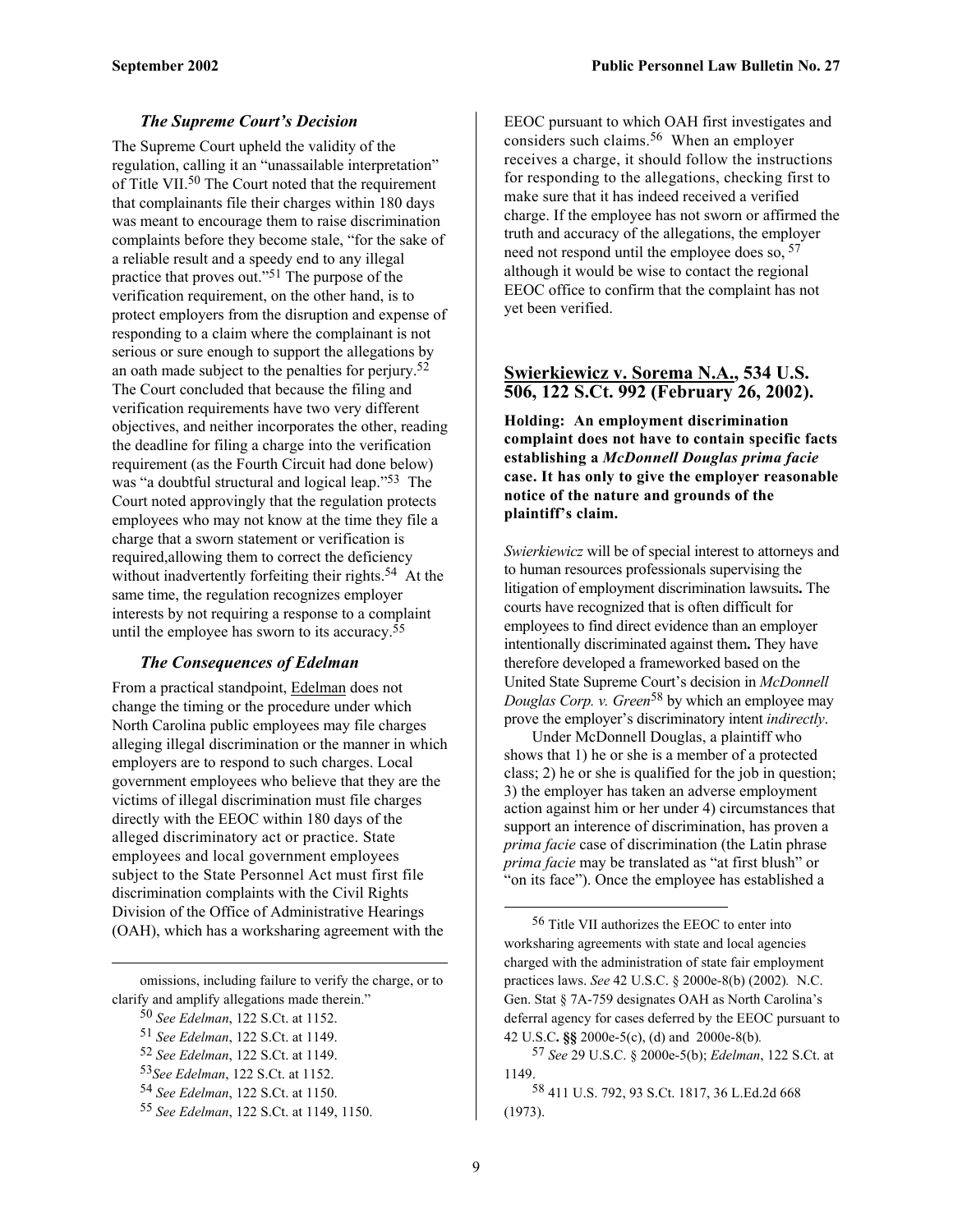### *The Supreme Court's Decision*

The Supreme Court upheld the validity of the regulation, calling it an "unassailable interpretation" of Title VII.[50] The Court noted that the requirement that complainants file their charges within 180 days was meant to encourage them to raise discrimination complaints before they become stale, "for the sake of a reliable result and a speedy end to any illegal practice that proves out."[51] The purpose of the verification requirement, on the other hand, is to protect employers from the disruption and expense of responding to a claim where the complainant is not serious or sure enough to support the allegations by an oath made subject to the penalties for perjury.[52] The Court concluded that because the filing and verification requirements have two very different objectives, and neither incorporates the other, reading the deadline for filing a charge into the verification requirement (as the Fourth Circuit had done below) was "a doubtful structural and logical leap."[53] The Court noted approvingly that the regulation protects employees who may not know at the time they file a charge that a sworn statement or verification is required,allowing them to correct the deficiency without inadvertently forfeiting their rights.[54] At the same time, the regulation recognizes employer interests by not requiring a response to a complaint until the employee has sworn to its accuracy.[55]

### *The Consequences of Edelman*

From a practical standpoint, Edelman does not change the timing or the procedure under which North Carolina public employees may file charges alleging illegal discrimination or the manner in which employers are to respond to such charges. Local government employees who believe that they are the victims of illegal discrimination must file charges directly with the EEOC within 180 days of the alleged discriminatory act or practice. State employees and local government employees subject to the State Personnel Act must first file discrimination complaints with the Civil Rights Division of the Office of Administrative Hearings (OAH), which has a worksharing agreement with the EEOC pursuant to which OAH first investigates and considers such claims.[56] When an employer receives a charge, it should follow the instructions for responding to the allegations, checking first to make sure that it has indeed received a verified charge. If the employee has not sworn or affirmed the truth and accuracy of the allegations, the employer need not respond until the employee does so, [57] although it would be wise to contact the regional EEOC office to confirm that the complaint has not yet been verified.

## Swierkiewicz v. Sorema N.A., 534 U.S. 506, 122 S.Ct. 992 (February 26, 2002).

**Holding: An employment discrimination complaint does not have to contain specific facts establishing a *McDonnell Douglas prima facie* case. It has only to give the employer reasonable notice of the nature and grounds of the plaintiff's claim.**

*Swierkiewicz* will be of special interest to attorneys and to human resources professionals supervising the litigation of employment discrimination lawsuits**.** The courts have recognized that is often difficult for employees to find direct evidence than an employer intentionally discriminated against them**.** They have therefore developed a frameworked based on the United State Supreme Court's decision in *McDonnell Douglas Corp. v. Green*[58] by which an employee may prove the employer's discriminatory intent *indirectly*.

Under McDonnell Douglas, a plaintiff who shows that 1) he or she is a member of a protected class; 2) he or she is qualified for the job in question; 3) the employer has taken an adverse employment action against him or her under 4) circumstances that support an interence of discrimination, has proven a *prima facie* case of discrimination (the Latin phrase *prima facie* may be translated as "at first blush" or "on its face"). Once the employee has established a

---

omissions, including failure to verify the charge, or to clarify and amplify allegations made therein."

[50] *See Edelman*, 122 S.Ct. at 1152.

[51] *See Edelman*, 122 S.Ct. at 1149.

[52] *See Edelman*, 122 S.Ct. at 1149.

[53] *See Edelman*, 122 S.Ct. at 1152.

[54] *See Edelman*, 122 S.Ct. at 1150.

[55] *See Edelman*, 122 S.Ct. at 1149, 1150.

[56] Title VII authorizes the EEOC to enter into worksharing agreements with state and local agencies charged with the administration of state fair employment practices laws. *See* 42 U.S.C. § 2000e-8(b) (2002). N.C. Gen. Stat § 7A-759 designates OAH as North Carolina's deferral agency for cases deferred by the EEOC pursuant to 42 U.S.C**. §§** 2000e-5(c), (d) and 2000e-8(b).

[57] *See* 29 U.S.C. § 2000e-5(b); *Edelman*, 122 S.Ct. at 1149.

[58] 411 U.S. 792, 93 S.Ct. 1817, 36 L.Ed.2d 668 (1973).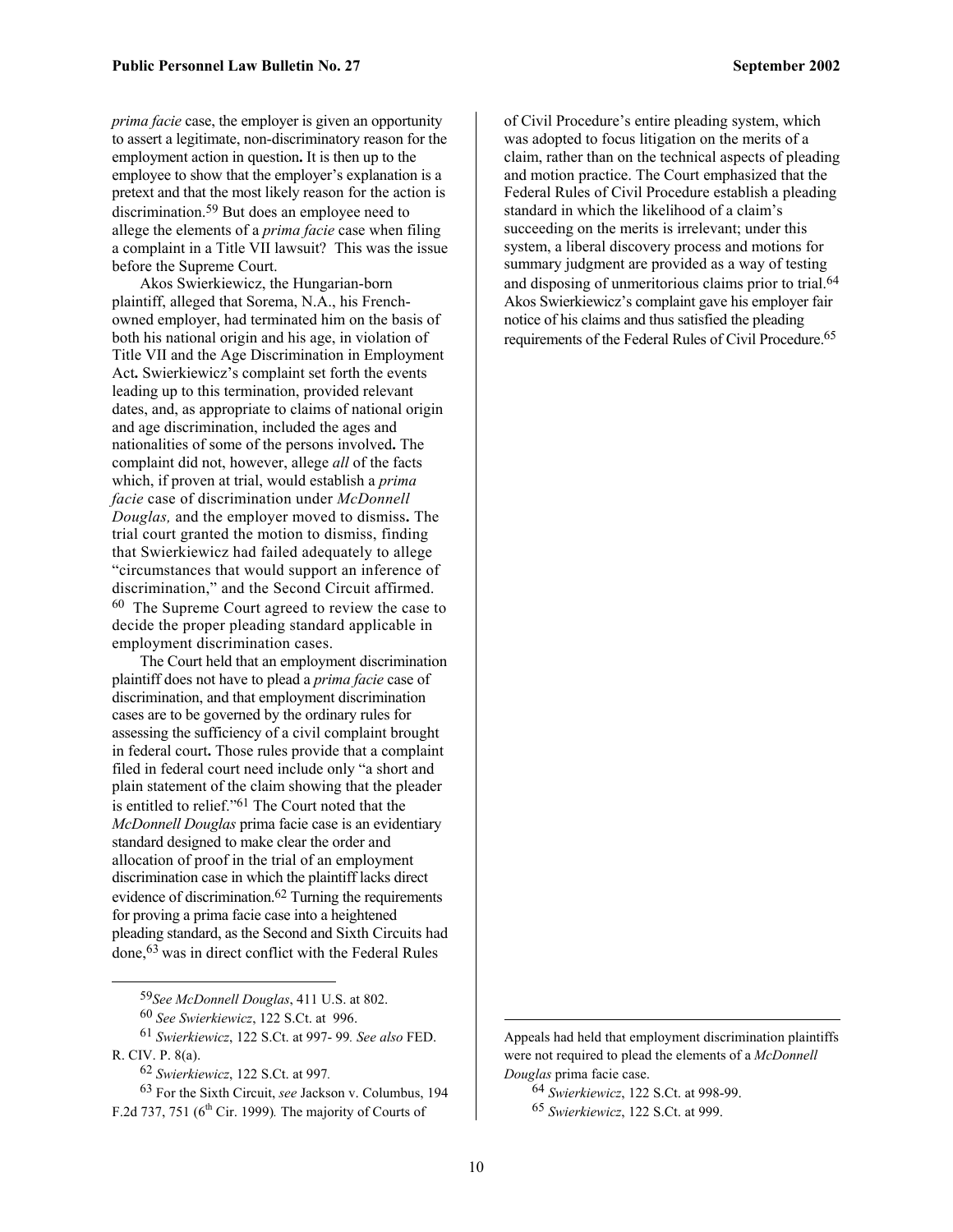*prima facie* case, the employer is given an opportunity to assert a legitimate, non-discriminatory reason for the employment action in question**.** It is then up to the employee to show that the employer's explanation is a pretext and that the most likely reason for the action is discrimination.[59] But does an employee need to allege the elements of a *prima facie* case when filing a complaint in a Title VII lawsuit? This was the issue before the Supreme Court.

Akos Swierkiewicz, the Hungarian-born plaintiff, alleged that Sorema, N.A., his French-owned employer, had terminated him on the basis of both his national origin and his age, in violation of Title VII and the Age Discrimination in Employment Act**.** Swierkiewicz's complaint set forth the events leading up to this termination, provided relevant dates, and, as appropriate to claims of national origin and age discrimination, included the ages and nationalities of some of the persons involved**.** The complaint did not, however, allege *all* of the facts which, if proven at trial, would establish a *prima facie* case of discrimination under *McDonnell Douglas,* and the employer moved to dismiss**.** The trial court granted the motion to dismiss, finding that Swierkiewicz had failed adequately to allege "circumstances that would support an inference of discrimination," and the Second Circuit affirmed.[60] The Supreme Court agreed to review the case to decide the proper pleading standard applicable in employment discrimination cases.

The Court held that an employment discrimination plaintiff does not have to plead a *prima facie* case of discrimination, and that employment discrimination cases are to be governed by the ordinary rules for assessing the sufficiency of a civil complaint brought in federal court**.** Those rules provide that a complaint filed in federal court need include only "a short and plain statement of the claim showing that the pleader is entitled to relief."[61] The Court noted that the *McDonnell Douglas* prima facie case is an evidentiary standard designed to make clear the order and allocation of proof in the trial of an employment discrimination case in which the plaintiff lacks direct evidence of discrimination.[62] Turning the requirements for proving a prima facie case into a heightened pleading standard, as the Second and Sixth Circuits had done,[63] was in direct conflict with the Federal Rules of Civil Procedure's entire pleading system, which was adopted to focus litigation on the merits of a claim, rather than on the technical aspects of pleading and motion practice. The Court emphasized that the Federal Rules of Civil Procedure establish a pleading standard in which the likelihood of a claim's succeeding on the merits is irrelevant; under this system, a liberal discovery process and motions for summary judgment are provided as a way of testing and disposing of unmeritorious claims prior to trial.[64] Akos Swierkiewicz's complaint gave his employer fair notice of his claims and thus satisfied the pleading requirements of the Federal Rules of Civil Procedure.[65]

---

[59] *See McDonnell Douglas*, 411 U.S. at 802.

[60] *See Swierkiewicz*, 122 S.Ct. at 996.

[61] *Swierkiewicz*, 122 S.Ct. at 997- 99*. See also* FED. R. CIV. P. 8(a).

[62] *Swierkiewicz*, 122 S.Ct. at 997*.*

[63] For the Sixth Circuit, *see* Jackson v. Columbus, 194 F.2d 737, 751 (6th Cir. 1999)*.* The majority of Courts of Appeals had held that employment discrimination plaintiffs were not required to plead the elements of a *McDonnell Douglas* prima facie case.

[64] *Swierkiewicz*, 122 S.Ct. at 998-99.

[65] *Swierkiewicz*, 122 S.Ct. at 999.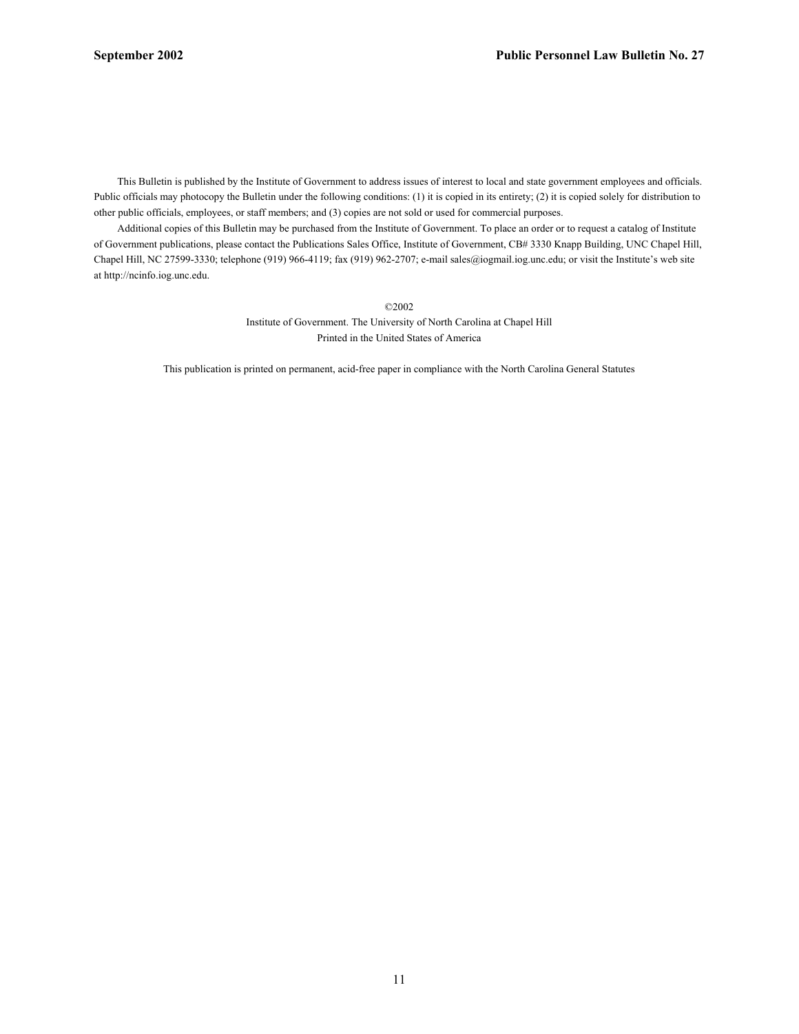This Bulletin is published by the Institute of Government to address issues of interest to local and state government employees and officials. Public officials may photocopy the Bulletin under the following conditions: (1) it is copied in its entirety; (2) it is copied solely for distribution to other public officials, employees, or staff members; and (3) copies are not sold or used for commercial purposes.

Additional copies of this Bulletin may be purchased from the Institute of Government. To place an order or to request a catalog of Institute of Government publications, please contact the Publications Sales Office, Institute of Government, CB# 3330 Knapp Building, UNC Chapel Hill, Chapel Hill, NC 27599-3330; telephone (919) 966-4119; fax (919) 962-2707; e-mail sales@iogmail.iog.unc.edu; or visit the Institute's web site at http://ncinfo.iog.unc.edu.

©2002
Institute of Government. The University of North Carolina at Chapel Hill
Printed in the United States of America

This publication is printed on permanent, acid-free paper in compliance with the North Carolina General Statutes